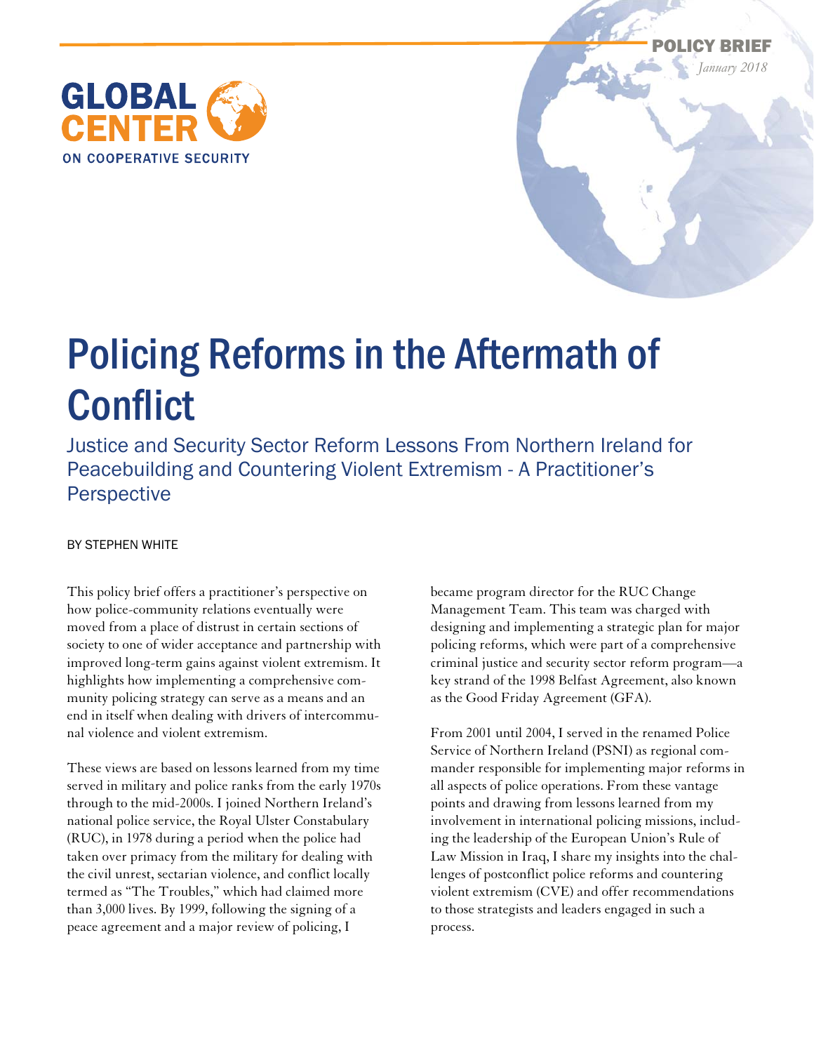GLOBAL CENTER ON COOPERATIVE SECURITY

POLICY BRIEF
*January 2018*

# Policing Reforms in the Aftermath of Conflict

## Justice and Security Sector Reform Lessons From Northern Ireland for Peacebuilding and Countering Violent Extremism - A Practitioner's Perspective

BY STEPHEN WHITE

This policy brief offers a practitioner's perspective on how police-community relations eventually were moved from a place of distrust in certain sections of society to one of wider acceptance and partnership with improved long-term gains against violent extremism. It highlights how implementing a comprehensive community policing strategy can serve as a means and an end in itself when dealing with drivers of intercommunal violence and violent extremism.

These views are based on lessons learned from my time served in military and police ranks from the early 1970s through to the mid-2000s. I joined Northern Ireland's national police service, the Royal Ulster Constabulary (RUC), in 1978 during a period when the police had taken over primacy from the military for dealing with the civil unrest, sectarian violence, and conflict locally termed as "The Troubles," which had claimed more than 3,000 lives. By 1999, following the signing of a peace agreement and a major review of policing, I became program director for the RUC Change Management Team. This team was charged with designing and implementing a strategic plan for major policing reforms, which were part of a comprehensive criminal justice and security sector reform program—a key strand of the 1998 Belfast Agreement, also known as the Good Friday Agreement (GFA).

From 2001 until 2004, I served in the renamed Police Service of Northern Ireland (PSNI) as regional commander responsible for implementing major reforms in all aspects of police operations. From these vantage points and drawing from lessons learned from my involvement in international policing missions, including the leadership of the European Union's Rule of Law Mission in Iraq, I share my insights into the challenges of postconflict police reforms and countering violent extremism (CVE) and offer recommendations to those strategists and leaders engaged in such a process.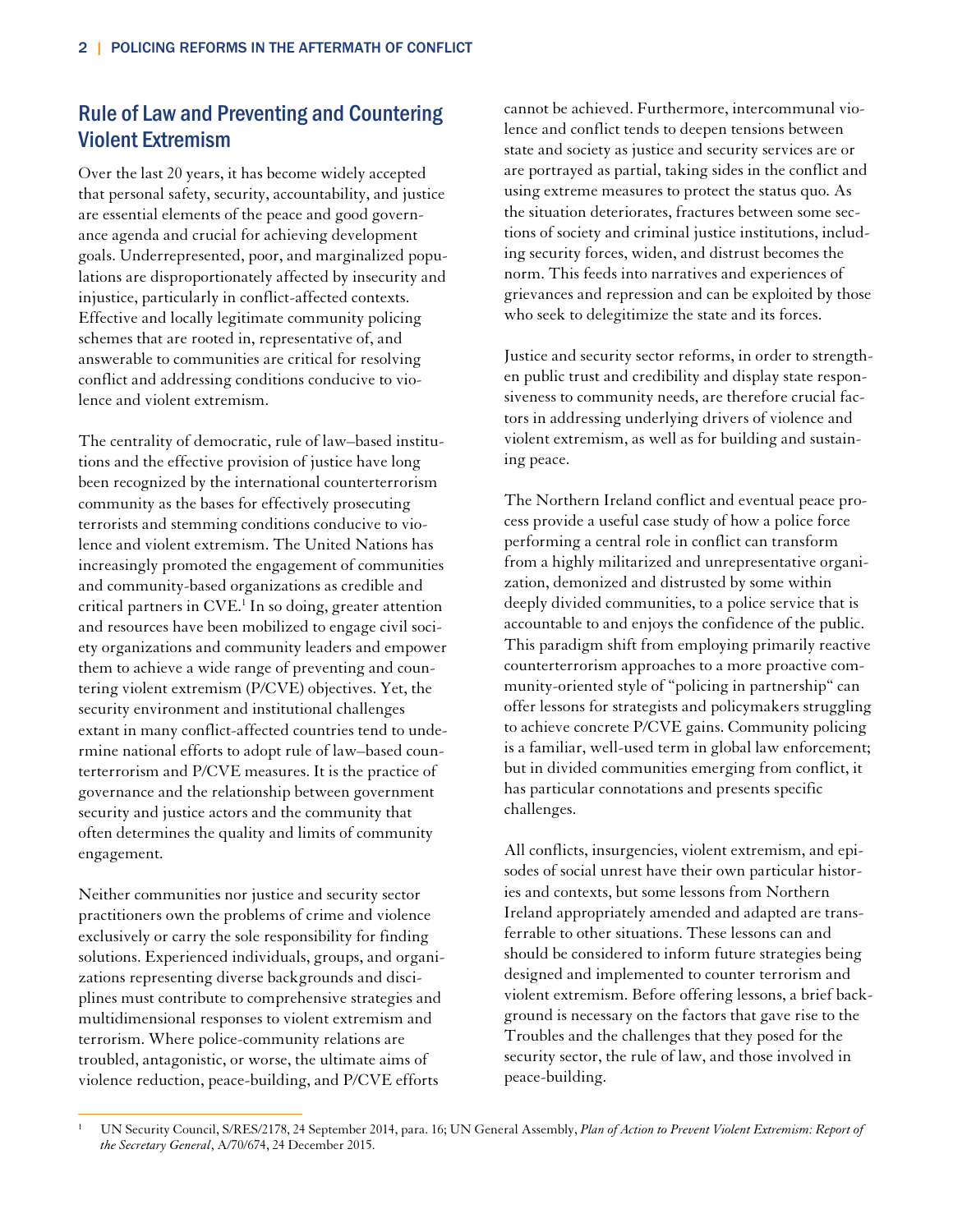## Rule of Law and Preventing and Countering Violent Extremism

Over the last 20 years, it has become widely accepted that personal safety, security, accountability, and justice are essential elements of the peace and good governance agenda and crucial for achieving development goals. Underrepresented, poor, and marginalized populations are disproportionately affected by insecurity and injustice, particularly in conflict-affected contexts. Effective and locally legitimate community policing schemes that are rooted in, representative of, and answerable to communities are critical for resolving conflict and addressing conditions conducive to violence and violent extremism.

The centrality of democratic, rule of law–based institutions and the effective provision of justice have long been recognized by the international counterterrorism community as the bases for effectively prosecuting terrorists and stemming conditions conducive to violence and violent extremism. The United Nations has increasingly promoted the engagement of communities and community-based organizations as credible and critical partners in CVE.[1] In so doing, greater attention and resources have been mobilized to engage civil society organizations and community leaders and empower them to achieve a wide range of preventing and countering violent extremism (P/CVE) objectives. Yet, the security environment and institutional challenges extant in many conflict-affected countries tend to undermine national efforts to adopt rule of law–based counterterrorism and P/CVE measures. It is the practice of governance and the relationship between government security and justice actors and the community that often determines the quality and limits of community engagement.

Neither communities nor justice and security sector practitioners own the problems of crime and violence exclusively or carry the sole responsibility for finding solutions. Experienced individuals, groups, and organizations representing diverse backgrounds and disciplines must contribute to comprehensive strategies and multidimensional responses to violent extremism and terrorism. Where police-community relations are troubled, antagonistic, or worse, the ultimate aims of violence reduction, peace-building, and P/CVE efforts cannot be achieved. Furthermore, intercommunal violence and conflict tends to deepen tensions between state and society as justice and security services are or are portrayed as partial, taking sides in the conflict and using extreme measures to protect the status quo. As the situation deteriorates, fractures between some sections of society and criminal justice institutions, including security forces, widen, and distrust becomes the norm. This feeds into narratives and experiences of grievances and repression and can be exploited by those who seek to delegitimize the state and its forces.

Justice and security sector reforms, in order to strengthen public trust and credibility and display state responsiveness to community needs, are therefore crucial factors in addressing underlying drivers of violence and violent extremism, as well as for building and sustaining peace.

The Northern Ireland conflict and eventual peace process provide a useful case study of how a police force performing a central role in conflict can transform from a highly militarized and unrepresentative organization, demonized and distrusted by some within deeply divided communities, to a police service that is accountable to and enjoys the confidence of the public. This paradigm shift from employing primarily reactive counterterrorism approaches to a more proactive community-oriented style of "policing in partnership" can offer lessons for strategists and policymakers struggling to achieve concrete P/CVE gains. Community policing is a familiar, well-used term in global law enforcement; but in divided communities emerging from conflict, it has particular connotations and presents specific challenges.

All conflicts, insurgencies, violent extremism, and episodes of social unrest have their own particular histories and contexts, but some lessons from Northern Ireland appropriately amended and adapted are transferrable to other situations. These lessons can and should be considered to inform future strategies being designed and implemented to counter terrorism and violent extremism. Before offering lessons, a brief background is necessary on the factors that gave rise to the Troubles and the challenges that they posed for the security sector, the rule of law, and those involved in peace-building.

[1] UN Security Council, S/RES/2178, 24 September 2014, para. 16; UN General Assembly, *Plan of Action to Prevent Violent Extremism: Report of the Secretary General*, A/70/674, 24 December 2015.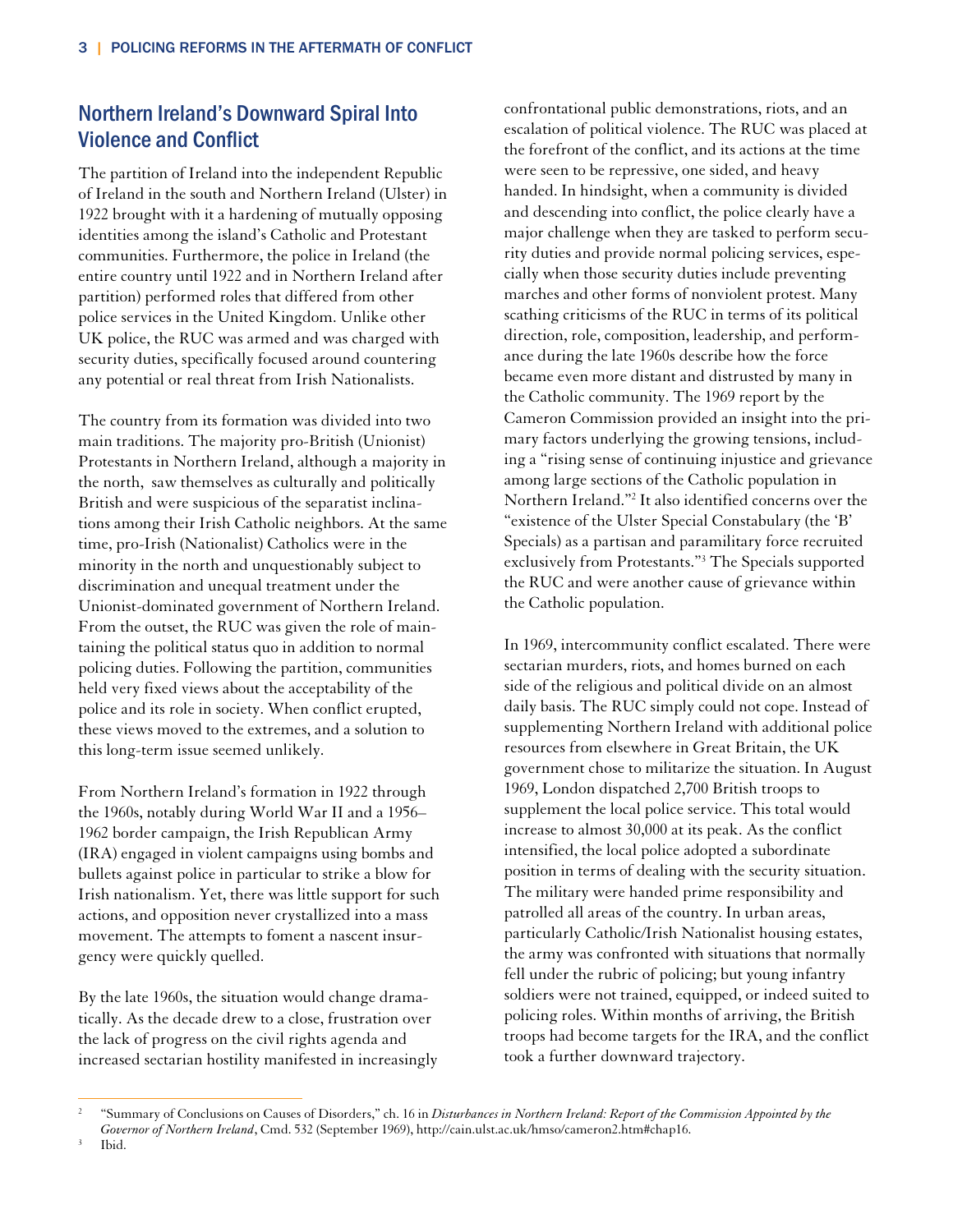## Northern Ireland's Downward Spiral Into Violence and Conflict

The partition of Ireland into the independent Republic of Ireland in the south and Northern Ireland (Ulster) in 1922 brought with it a hardening of mutually opposing identities among the island's Catholic and Protestant communities. Furthermore, the police in Ireland (the entire country until 1922 and in Northern Ireland after partition) performed roles that differed from other police services in the United Kingdom. Unlike other UK police, the RUC was armed and was charged with security duties, specifically focused around countering any potential or real threat from Irish Nationalists.

The country from its formation was divided into two main traditions. The majority pro-British (Unionist) Protestants in Northern Ireland, although a majority in the north, saw themselves as culturally and politically British and were suspicious of the separatist inclinations among their Irish Catholic neighbors. At the same time, pro-Irish (Nationalist) Catholics were in the minority in the north and unquestionably subject to discrimination and unequal treatment under the Unionist-dominated government of Northern Ireland. From the outset, the RUC was given the role of maintaining the political status quo in addition to normal policing duties. Following the partition, communities held very fixed views about the acceptability of the police and its role in society. When conflict erupted, these views moved to the extremes, and a solution to this long-term issue seemed unlikely.

From Northern Ireland's formation in 1922 through the 1960s, notably during World War II and a 1956–1962 border campaign, the Irish Republican Army (IRA) engaged in violent campaigns using bombs and bullets against police in particular to strike a blow for Irish nationalism. Yet, there was little support for such actions, and opposition never crystallized into a mass movement. The attempts to foment a nascent insurgency were quickly quelled.

By the late 1960s, the situation would change dramatically. As the decade drew to a close, frustration over the lack of progress on the civil rights agenda and increased sectarian hostility manifested in increasingly confrontational public demonstrations, riots, and an escalation of political violence. The RUC was placed at the forefront of the conflict, and its actions at the time were seen to be repressive, one sided, and heavy handed. In hindsight, when a community is divided and descending into conflict, the police clearly have a major challenge when they are tasked to perform security duties and provide normal policing services, especially when those security duties include preventing marches and other forms of nonviolent protest. Many scathing criticisms of the RUC in terms of its political direction, role, composition, leadership, and performance during the late 1960s describe how the force became even more distant and distrusted by many in the Catholic community. The 1969 report by the Cameron Commission provided an insight into the primary factors underlying the growing tensions, including a "rising sense of continuing injustice and grievance among large sections of the Catholic population in Northern Ireland."[2] It also identified concerns over the "existence of the Ulster Special Constabulary (the 'B' Specials) as a partisan and paramilitary force recruited exclusively from Protestants."[3] The Specials supported the RUC and were another cause of grievance within the Catholic population.

In 1969, intercommunity conflict escalated. There were sectarian murders, riots, and homes burned on each side of the religious and political divide on an almost daily basis. The RUC simply could not cope. Instead of supplementing Northern Ireland with additional police resources from elsewhere in Great Britain, the UK government chose to militarize the situation. In August 1969, London dispatched 2,700 British troops to supplement the local police service. This total would increase to almost 30,000 at its peak. As the conflict intensified, the local police adopted a subordinate position in terms of dealing with the security situation. The military were handed prime responsibility and patrolled all areas of the country. In urban areas, particularly Catholic/Irish Nationalist housing estates, the army was confronted with situations that normally fell under the rubric of policing; but young infantry soldiers were not trained, equipped, or indeed suited to policing roles. Within months of arriving, the British troops had become targets for the IRA, and the conflict took a further downward trajectory.

---

2 "Summary of Conclusions on Causes of Disorders," ch. 16 in *Disturbances in Northern Ireland: Report of the Commission Appointed by the Governor of Northern Ireland*, Cmd. 532 (September 1969), http://cain.ulst.ac.uk/hmso/cameron2.htm#chap16.

3 Ibid.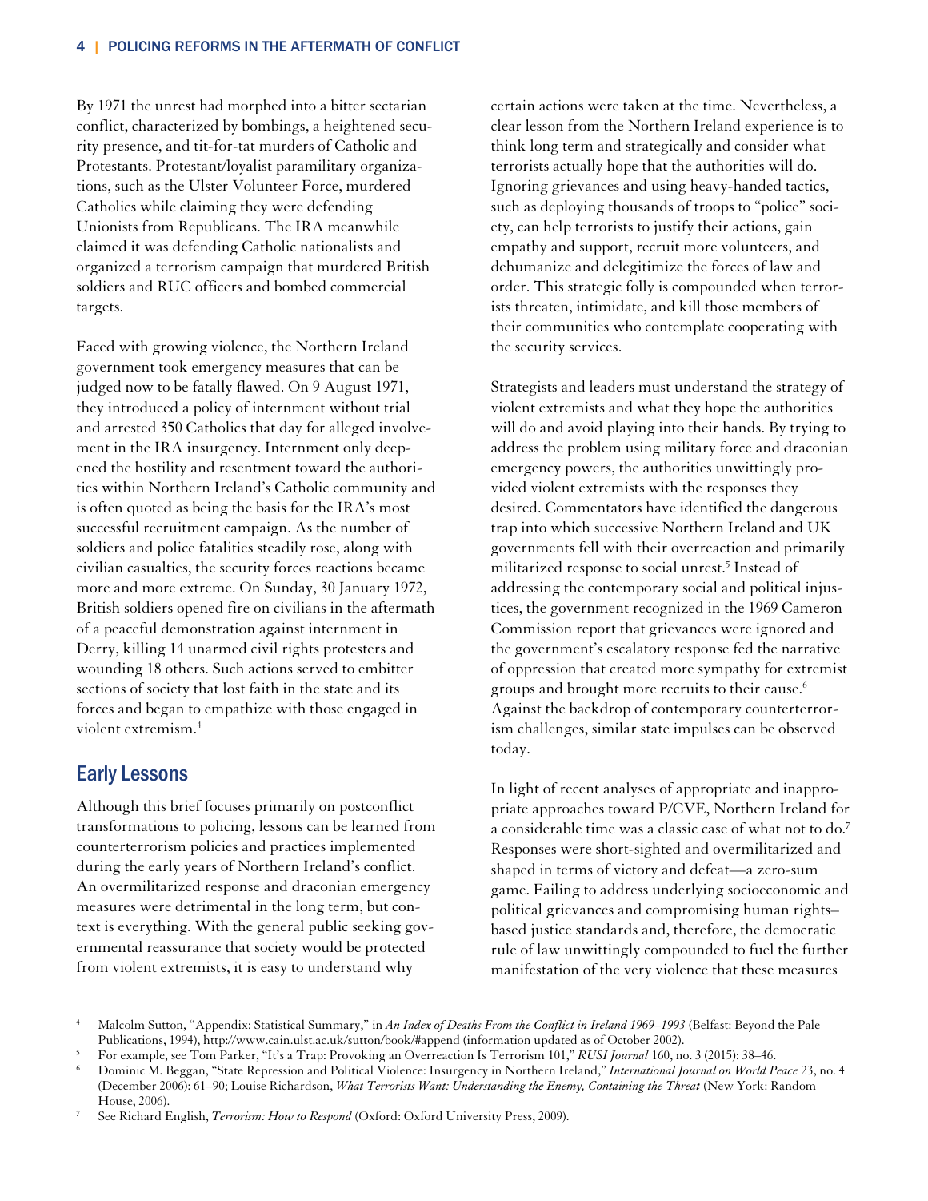By 1971 the unrest had morphed into a bitter sectarian conflict, characterized by bombings, a heightened security presence, and tit-for-tat murders of Catholic and Protestants. Protestant/loyalist paramilitary organizations, such as the Ulster Volunteer Force, murdered Catholics while claiming they were defending Unionists from Republicans. The IRA meanwhile claimed it was defending Catholic nationalists and organized a terrorism campaign that murdered British soldiers and RUC officers and bombed commercial targets.

Faced with growing violence, the Northern Ireland government took emergency measures that can be judged now to be fatally flawed. On 9 August 1971, they introduced a policy of internment without trial and arrested 350 Catholics that day for alleged involvement in the IRA insurgency. Internment only deepened the hostility and resentment toward the authorities within Northern Ireland's Catholic community and is often quoted as being the basis for the IRA's most successful recruitment campaign. As the number of soldiers and police fatalities steadily rose, along with civilian casualties, the security forces reactions became more and more extreme. On Sunday, 30 January 1972, British soldiers opened fire on civilians in the aftermath of a peaceful demonstration against internment in Derry, killing 14 unarmed civil rights protesters and wounding 18 others. Such actions served to embitter sections of society that lost faith in the state and its forces and began to empathize with those engaged in violent extremism.[4]

## Early Lessons

Although this brief focuses primarily on postconflict transformations to policing, lessons can be learned from counterterrorism policies and practices implemented during the early years of Northern Ireland's conflict. An overmilitarized response and draconian emergency measures were detrimental in the long term, but context is everything. With the general public seeking governmental reassurance that society would be protected from violent extremists, it is easy to understand why certain actions were taken at the time. Nevertheless, a clear lesson from the Northern Ireland experience is to think long term and strategically and consider what terrorists actually hope that the authorities will do. Ignoring grievances and using heavy-handed tactics, such as deploying thousands of troops to "police" society, can help terrorists to justify their actions, gain empathy and support, recruit more volunteers, and dehumanize and delegitimize the forces of law and order. This strategic folly is compounded when terrorists threaten, intimidate, and kill those members of their communities who contemplate cooperating with the security services.

Strategists and leaders must understand the strategy of violent extremists and what they hope the authorities will do and avoid playing into their hands. By trying to address the problem using military force and draconian emergency powers, the authorities unwittingly provided violent extremists with the responses they desired. Commentators have identified the dangerous trap into which successive Northern Ireland and UK governments fell with their overreaction and primarily militarized response to social unrest.[5] Instead of addressing the contemporary social and political injustices, the government recognized in the 1969 Cameron Commission report that grievances were ignored and the government's escalatory response fed the narrative of oppression that created more sympathy for extremist groups and brought more recruits to their cause.[6] Against the backdrop of contemporary counterterrorism challenges, similar state impulses can be observed today.

In light of recent analyses of appropriate and inappropriate approaches toward P/CVE, Northern Ireland for a considerable time was a classic case of what not to do.[7] Responses were short-sighted and overmilitarized and shaped in terms of victory and defeat—a zero-sum game. Failing to address underlying socioeconomic and political grievances and compromising human rights–based justice standards and, therefore, the democratic rule of law unwittingly compounded to fuel the further manifestation of the very violence that these measures

---

[4] Malcolm Sutton, "Appendix: Statistical Summary," in *An Index of Deaths From the Conflict in Ireland 1969–1993* (Belfast: Beyond the Pale Publications, 1994), http://www.cain.ulst.ac.uk/sutton/book/#append (information updated as of October 2002).

[5] For example, see Tom Parker, "It's a Trap: Provoking an Overreaction Is Terrorism 101," *RUSI Journal* 160, no. 3 (2015): 38–46.

[6] Dominic M. Beggan, "State Repression and Political Violence: Insurgency in Northern Ireland," *International Journal on World Peace* 23, no. 4 (December 2006): 61–90; Louise Richardson, *What Terrorists Want: Understanding the Enemy, Containing the Threat* (New York: Random House, 2006).

[7] See Richard English, *Terrorism: How to Respond* (Oxford: Oxford University Press, 2009).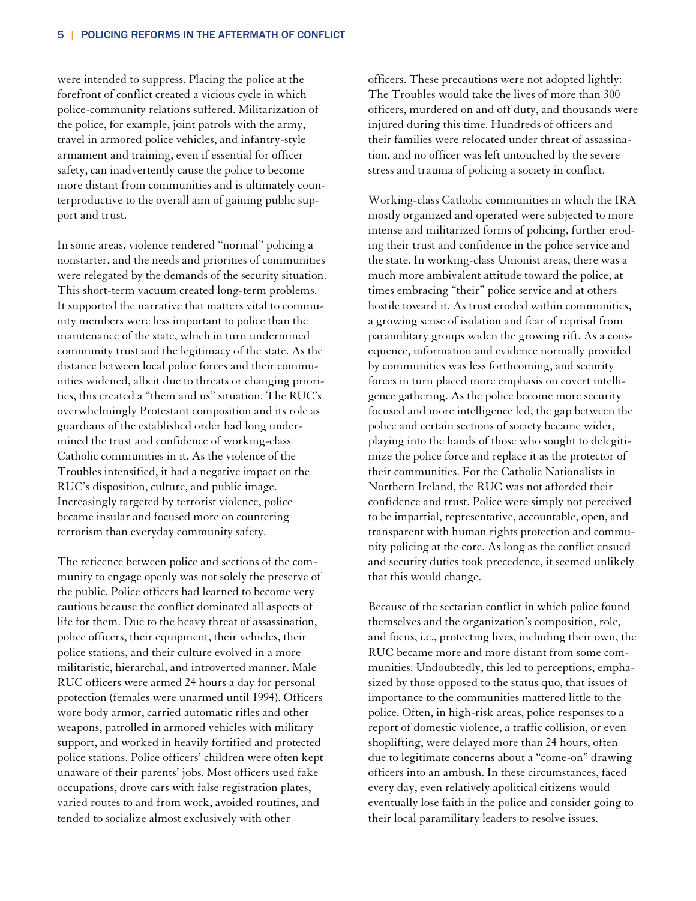were intended to suppress. Placing the police at the forefront of conflict created a vicious cycle in which police-community relations suffered. Militarization of the police, for example, joint patrols with the army, travel in armored police vehicles, and infantry-style armament and training, even if essential for officer safety, can inadvertently cause the police to become more distant from communities and is ultimately counterproductive to the overall aim of gaining public support and trust.

In some areas, violence rendered "normal" policing a nonstarter, and the needs and priorities of communities were relegated by the demands of the security situation. This short-term vacuum created long-term problems. It supported the narrative that matters vital to community members were less important to police than the maintenance of the state, which in turn undermined community trust and the legitimacy of the state. As the distance between local police forces and their communities widened, albeit due to threats or changing priorities, this created a "them and us" situation. The RUC's overwhelmingly Protestant composition and its role as guardians of the established order had long undermined the trust and confidence of working-class Catholic communities in it. As the violence of the Troubles intensified, it had a negative impact on the RUC's disposition, culture, and public image. Increasingly targeted by terrorist violence, police became insular and focused more on countering terrorism than everyday community safety.

The reticence between police and sections of the community to engage openly was not solely the preserve of the public. Police officers had learned to become very cautious because the conflict dominated all aspects of life for them. Due to the heavy threat of assassination, police officers, their equipment, their vehicles, their police stations, and their culture evolved in a more militaristic, hierarchal, and introverted manner. Male RUC officers were armed 24 hours a day for personal protection (females were unarmed until 1994). Officers wore body armor, carried automatic rifles and other weapons, patrolled in armored vehicles with military support, and worked in heavily fortified and protected police stations. Police officers' children were often kept unaware of their parents' jobs. Most officers used fake occupations, drove cars with false registration plates, varied routes to and from work, avoided routines, and tended to socialize almost exclusively with other officers. These precautions were not adopted lightly: The Troubles would take the lives of more than 300 officers, murdered on and off duty, and thousands were injured during this time. Hundreds of officers and their families were relocated under threat of assassination, and no officer was left untouched by the severe stress and trauma of policing a society in conflict.

Working-class Catholic communities in which the IRA mostly organized and operated were subjected to more intense and militarized forms of policing, further eroding their trust and confidence in the police service and the state. In working-class Unionist areas, there was a much more ambivalent attitude toward the police, at times embracing "their" police service and at others hostile toward it. As trust eroded within communities, a growing sense of isolation and fear of reprisal from paramilitary groups widen the growing rift. As a consequence, information and evidence normally provided by communities was less forthcoming, and security forces in turn placed more emphasis on covert intelligence gathering. As the police become more security focused and more intelligence led, the gap between the police and certain sections of society became wider, playing into the hands of those who sought to delegitimize the police force and replace it as the protector of their communities. For the Catholic Nationalists in Northern Ireland, the RUC was not afforded their confidence and trust. Police were simply not perceived to be impartial, representative, accountable, open, and transparent with human rights protection and community policing at the core. As long as the conflict ensued and security duties took precedence, it seemed unlikely that this would change.

Because of the sectarian conflict in which police found themselves and the organization's composition, role, and focus, i.e., protecting lives, including their own, the RUC became more and more distant from some communities. Undoubtedly, this led to perceptions, emphasized by those opposed to the status quo, that issues of importance to the communities mattered little to the police. Often, in high-risk areas, police responses to a report of domestic violence, a traffic collision, or even shoplifting, were delayed more than 24 hours, often due to legitimate concerns about a "come-on" drawing officers into an ambush. In these circumstances, faced every day, even relatively apolitical citizens would eventually lose faith in the police and consider going to their local paramilitary leaders to resolve issues.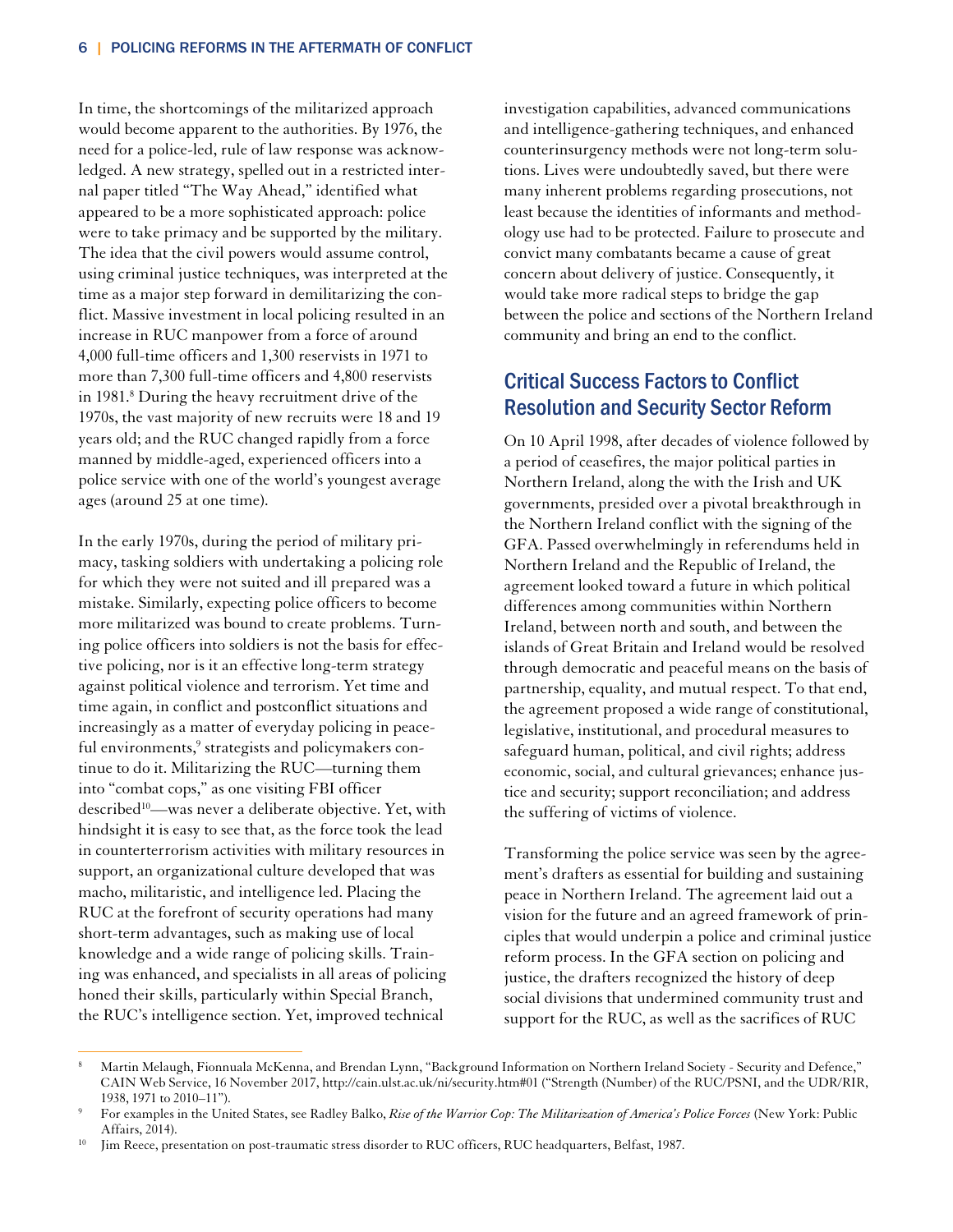In time, the shortcomings of the militarized approach would become apparent to the authorities. By 1976, the need for a police-led, rule of law response was acknowledged. A new strategy, spelled out in a restricted internal paper titled "The Way Ahead," identified what appeared to be a more sophisticated approach: police were to take primacy and be supported by the military. The idea that the civil powers would assume control, using criminal justice techniques, was interpreted at the time as a major step forward in demilitarizing the conflict. Massive investment in local policing resulted in an increase in RUC manpower from a force of around 4,000 full-time officers and 1,300 reservists in 1971 to more than 7,300 full-time officers and 4,800 reservists in 1981.[8] During the heavy recruitment drive of the 1970s, the vast majority of new recruits were 18 and 19 years old; and the RUC changed rapidly from a force manned by middle-aged, experienced officers into a police service with one of the world's youngest average ages (around 25 at one time).

In the early 1970s, during the period of military primacy, tasking soldiers with undertaking a policing role for which they were not suited and ill prepared was a mistake. Similarly, expecting police officers to become more militarized was bound to create problems. Turning police officers into soldiers is not the basis for effective policing, nor is it an effective long-term strategy against political violence and terrorism. Yet time and time again, in conflict and postconflict situations and increasingly as a matter of everyday policing in peaceful environments,[9] strategists and policymakers continue to do it. Militarizing the RUC—turning them into "combat cops," as one visiting FBI officer described[10]—was never a deliberate objective. Yet, with hindsight it is easy to see that, as the force took the lead in counterterrorism activities with military resources in support, an organizational culture developed that was macho, militaristic, and intelligence led. Placing the RUC at the forefront of security operations had many short-term advantages, such as making use of local knowledge and a wide range of policing skills. Training was enhanced, and specialists in all areas of policing honed their skills, particularly within Special Branch, the RUC's intelligence section. Yet, improved technical investigation capabilities, advanced communications and intelligence-gathering techniques, and enhanced counterinsurgency methods were not long-term solutions. Lives were undoubtedly saved, but there were many inherent problems regarding prosecutions, not least because the identities of informants and methodology use had to be protected. Failure to prosecute and convict many combatants became a cause of great concern about delivery of justice. Consequently, it would take more radical steps to bridge the gap between the police and sections of the Northern Ireland community and bring an end to the conflict.

## Critical Success Factors to Conflict Resolution and Security Sector Reform

On 10 April 1998, after decades of violence followed by a period of ceasefires, the major political parties in Northern Ireland, along the with the Irish and UK governments, presided over a pivotal breakthrough in the Northern Ireland conflict with the signing of the GFA. Passed overwhelmingly in referendums held in Northern Ireland and the Republic of Ireland, the agreement looked toward a future in which political differences among communities within Northern Ireland, between north and south, and between the islands of Great Britain and Ireland would be resolved through democratic and peaceful means on the basis of partnership, equality, and mutual respect. To that end, the agreement proposed a wide range of constitutional, legislative, institutional, and procedural measures to safeguard human, political, and civil rights; address economic, social, and cultural grievances; enhance justice and security; support reconciliation; and address the suffering of victims of violence.

Transforming the police service was seen by the agreement's drafters as essential for building and sustaining peace in Northern Ireland. The agreement laid out a vision for the future and an agreed framework of principles that would underpin a police and criminal justice reform process. In the GFA section on policing and justice, the drafters recognized the history of deep social divisions that undermined community trust and support for the RUC, as well as the sacrifices of RUC

---

8. Martin Melaugh, Fionnuala McKenna, and Brendan Lynn, "Background Information on Northern Ireland Society - Security and Defence," CAIN Web Service, 16 November 2017, http://cain.ulst.ac.uk/ni/security.htm#01 ("Strength (Number) of the RUC/PSNI, and the UDR/RIR, 1938, 1971 to 2010–11").
9. For examples in the United States, see Radley Balko, *Rise of the Warrior Cop: The Militarization of America's Police Forces* (New York: Public Affairs, 2014).
10. Jim Reece, presentation on post-traumatic stress disorder to RUC officers, RUC headquarters, Belfast, 1987.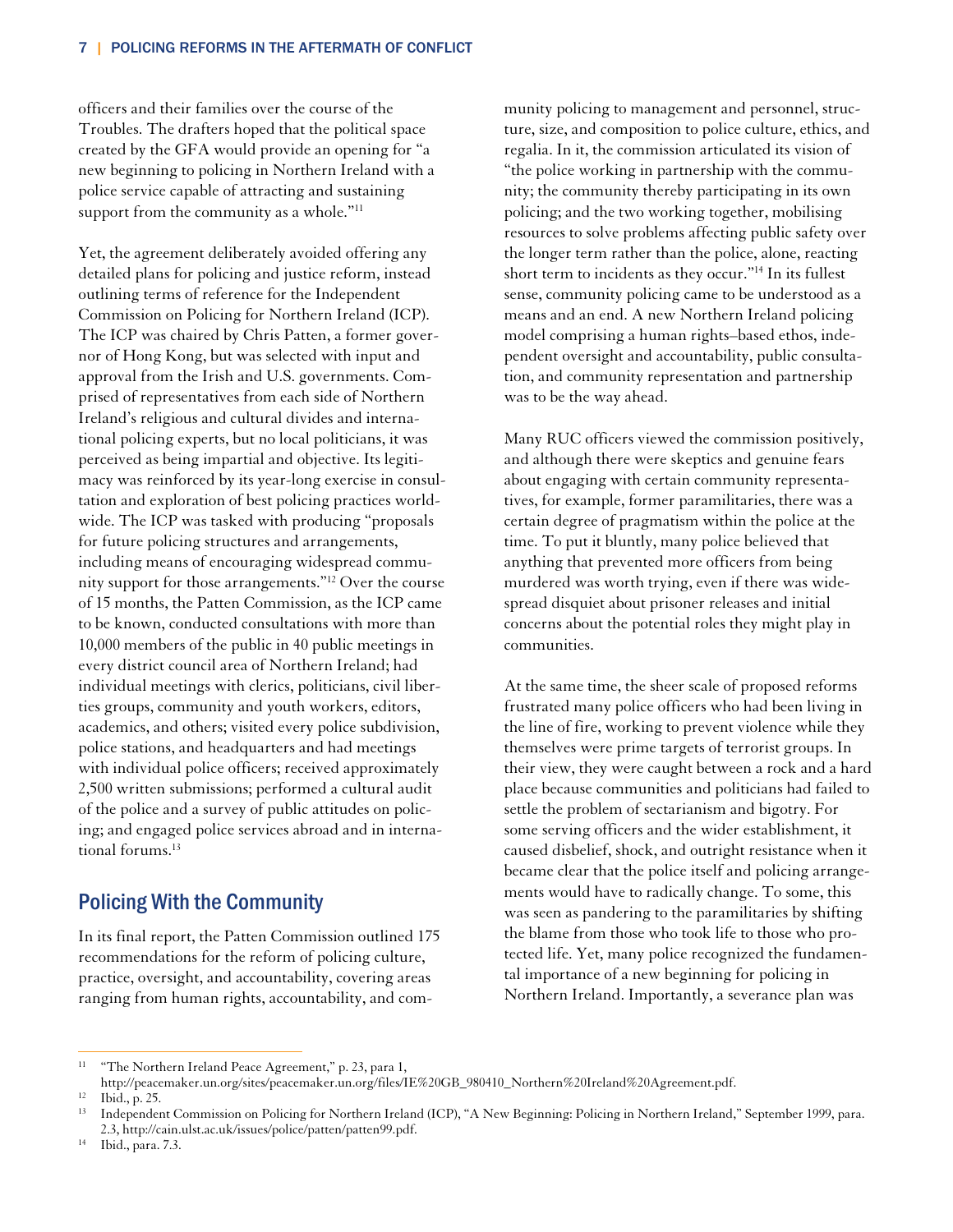officers and their families over the course of the Troubles. The drafters hoped that the political space created by the GFA would provide an opening for "a new beginning to policing in Northern Ireland with a police service capable of attracting and sustaining support from the community as a whole."[11]

Yet, the agreement deliberately avoided offering any detailed plans for policing and justice reform, instead outlining terms of reference for the Independent Commission on Policing for Northern Ireland (ICP). The ICP was chaired by Chris Patten, a former governor of Hong Kong, but was selected with input and approval from the Irish and U.S. governments. Comprised of representatives from each side of Northern Ireland's religious and cultural divides and international policing experts, but no local politicians, it was perceived as being impartial and objective. Its legitimacy was reinforced by its year-long exercise in consultation and exploration of best policing practices worldwide. The ICP was tasked with producing "proposals for future policing structures and arrangements, including means of encouraging widespread community support for those arrangements."[12] Over the course of 15 months, the Patten Commission, as the ICP came to be known, conducted consultations with more than 10,000 members of the public in 40 public meetings in every district council area of Northern Ireland; had individual meetings with clerics, politicians, civil liberties groups, community and youth workers, editors, academics, and others; visited every police subdivision, police stations, and headquarters and had meetings with individual police officers; received approximately 2,500 written submissions; performed a cultural audit of the police and a survey of public attitudes on policing; and engaged police services abroad and in international forums.[13]

## Policing With the Community

In its final report, the Patten Commission outlined 175 recommendations for the reform of policing culture, practice, oversight, and accountability, covering areas ranging from human rights, accountability, and community policing to management and personnel, structure, size, and composition to police culture, ethics, and regalia. In it, the commission articulated its vision of "the police working in partnership with the community; the community thereby participating in its own policing; and the two working together, mobilising resources to solve problems affecting public safety over the longer term rather than the police, alone, reacting short term to incidents as they occur."[14] In its fullest sense, community policing came to be understood as a means and an end. A new Northern Ireland policing model comprising a human rights–based ethos, independent oversight and accountability, public consultation, and community representation and partnership was to be the way ahead.

Many RUC officers viewed the commission positively, and although there were skeptics and genuine fears about engaging with certain community representatives, for example, former paramilitaries, there was a certain degree of pragmatism within the police at the time. To put it bluntly, many police believed that anything that prevented more officers from being murdered was worth trying, even if there was widespread disquiet about prisoner releases and initial concerns about the potential roles they might play in communities.

At the same time, the sheer scale of proposed reforms frustrated many police officers who had been living in the line of fire, working to prevent violence while they themselves were prime targets of terrorist groups. In their view, they were caught between a rock and a hard place because communities and politicians had failed to settle the problem of sectarianism and bigotry. For some serving officers and the wider establishment, it caused disbelief, shock, and outright resistance when it became clear that the police itself and policing arrangements would have to radically change. To some, this was seen as pandering to the paramilitaries by shifting the blame from those who took life to those who protected life. Yet, many police recognized the fundamental importance of a new beginning for policing in Northern Ireland. Importantly, a severance plan was

---

[11] "The Northern Ireland Peace Agreement," p. 23, para 1, http://peacemaker.un.org/sites/peacemaker.un.org/files/IE%20GB_980410_Northern%20Ireland%20Agreement.pdf.

[12] Ibid., p. 25.

[13] Independent Commission on Policing for Northern Ireland (ICP), "A New Beginning: Policing in Northern Ireland," September 1999, para. 2.3, http://cain.ulst.ac.uk/issues/police/patten/patten99.pdf.

[14] Ibid., para. 7.3.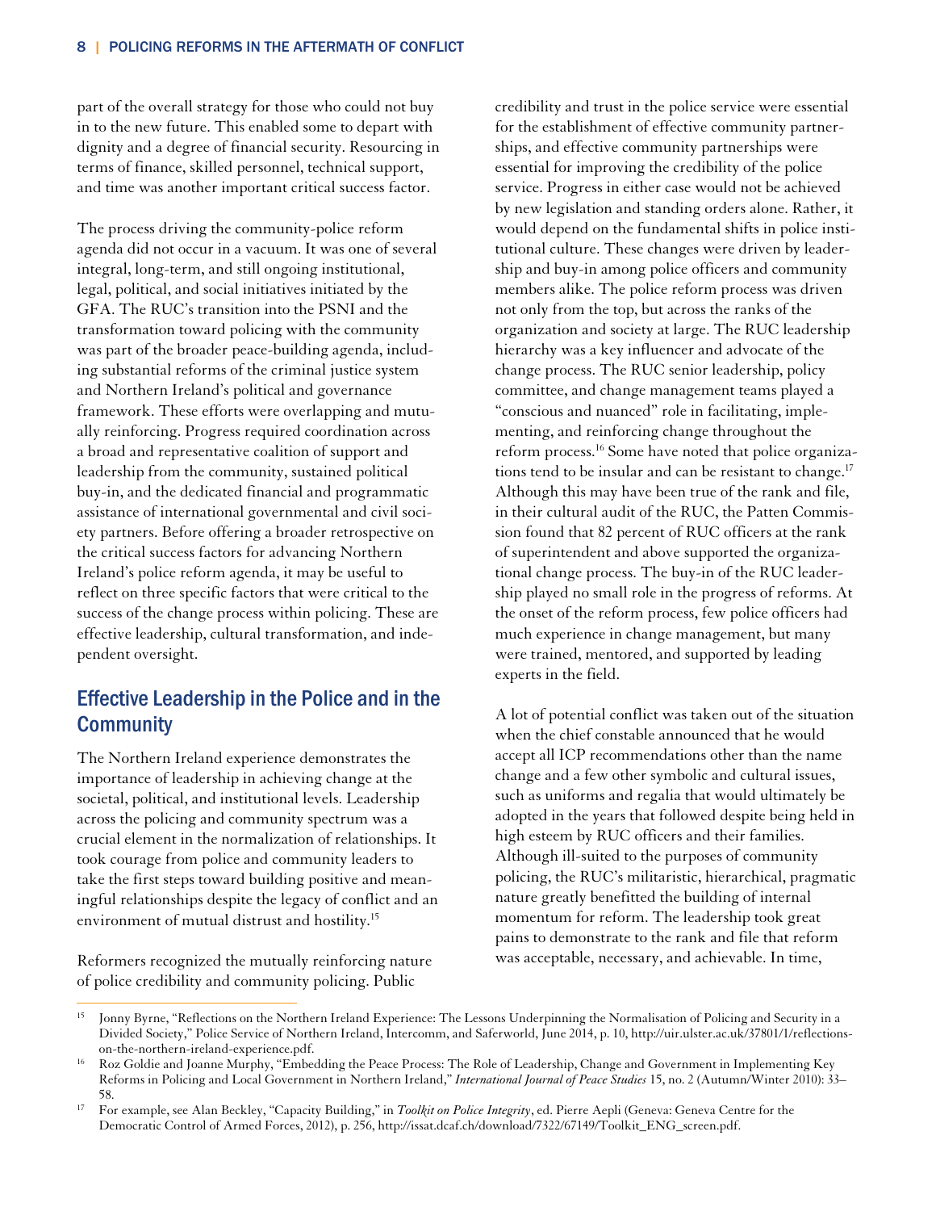part of the overall strategy for those who could not buy in to the new future. This enabled some to depart with dignity and a degree of financial security. Resourcing in terms of finance, skilled personnel, technical support, and time was another important critical success factor.

The process driving the community-police reform agenda did not occur in a vacuum. It was one of several integral, long-term, and still ongoing institutional, legal, political, and social initiatives initiated by the GFA. The RUC's transition into the PSNI and the transformation toward policing with the community was part of the broader peace-building agenda, including substantial reforms of the criminal justice system and Northern Ireland's political and governance framework. These efforts were overlapping and mutually reinforcing. Progress required coordination across a broad and representative coalition of support and leadership from the community, sustained political buy-in, and the dedicated financial and programmatic assistance of international governmental and civil society partners. Before offering a broader retrospective on the critical success factors for advancing Northern Ireland's police reform agenda, it may be useful to reflect on three specific factors that were critical to the success of the change process within policing. These are effective leadership, cultural transformation, and independent oversight.

## Effective Leadership in the Police and in the Community

The Northern Ireland experience demonstrates the importance of leadership in achieving change at the societal, political, and institutional levels. Leadership across the policing and community spectrum was a crucial element in the normalization of relationships. It took courage from police and community leaders to take the first steps toward building positive and meaningful relationships despite the legacy of conflict and an environment of mutual distrust and hostility.[15]

Reformers recognized the mutually reinforcing nature of police credibility and community policing. Public credibility and trust in the police service were essential for the establishment of effective community partnerships, and effective community partnerships were essential for improving the credibility of the police service. Progress in either case would not be achieved by new legislation and standing orders alone. Rather, it would depend on the fundamental shifts in police institutional culture. These changes were driven by leadership and buy-in among police officers and community members alike. The police reform process was driven not only from the top, but across the ranks of the organization and society at large. The RUC leadership hierarchy was a key influencer and advocate of the change process. The RUC senior leadership, policy committee, and change management teams played a "conscious and nuanced" role in facilitating, implementing, and reinforcing change throughout the reform process.[16] Some have noted that police organizations tend to be insular and can be resistant to change.[17] Although this may have been true of the rank and file, in their cultural audit of the RUC, the Patten Commission found that 82 percent of RUC officers at the rank of superintendent and above supported the organizational change process. The buy-in of the RUC leadership played no small role in the progress of reforms. At the onset of the reform process, few police officers had much experience in change management, but many were trained, mentored, and supported by leading experts in the field.

A lot of potential conflict was taken out of the situation when the chief constable announced that he would accept all ICP recommendations other than the name change and a few other symbolic and cultural issues, such as uniforms and regalia that would ultimately be adopted in the years that followed despite being held in high esteem by RUC officers and their families. Although ill-suited to the purposes of community policing, the RUC's militaristic, hierarchical, pragmatic nature greatly benefitted the building of internal momentum for reform. The leadership took great pains to demonstrate to the rank and file that reform was acceptable, necessary, and achievable. In time,

---

[15] Jonny Byrne, "Reflections on the Northern Ireland Experience: The Lessons Underpinning the Normalisation of Policing and Security in a Divided Society," Police Service of Northern Ireland, Intercomm, and Saferworld, June 2014, p. 10, http://uir.ulster.ac.uk/37801/1/reflections-on-the-northern-ireland-experience.pdf.

[16] Roz Goldie and Joanne Murphy, "Embedding the Peace Process: The Role of Leadership, Change and Government in Implementing Key Reforms in Policing and Local Government in Northern Ireland," *International Journal of Peace Studies* 15, no. 2 (Autumn/Winter 2010): 33–58.

[17] For example, see Alan Beckley, "Capacity Building," in *Toolkit on Police Integrity*, ed. Pierre Aepli (Geneva: Geneva Centre for the Democratic Control of Armed Forces, 2012), p. 256, http://issat.dcaf.ch/download/7322/67149/Toolkit_ENG_screen.pdf.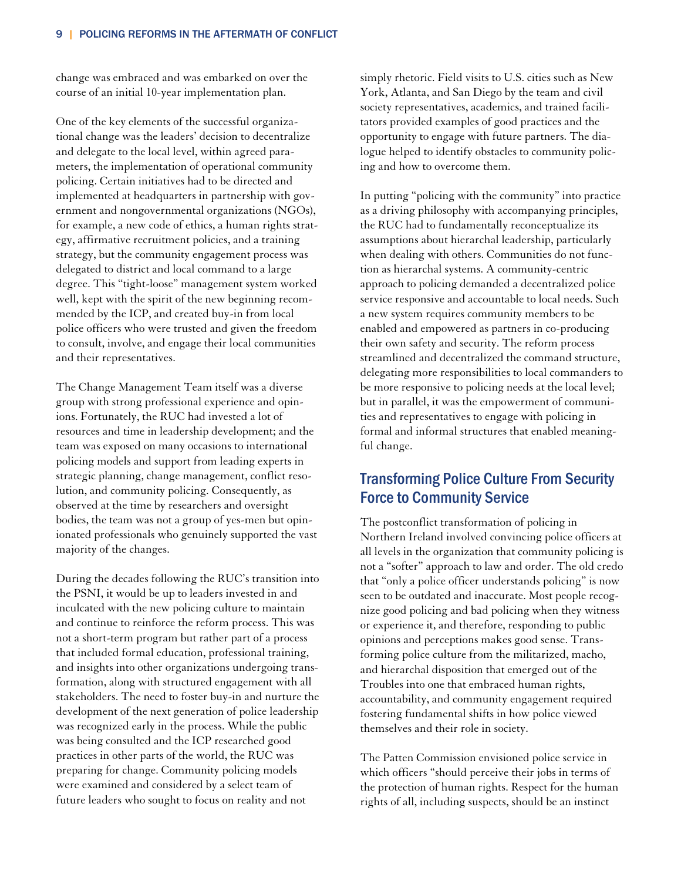change was embraced and was embarked on over the course of an initial 10-year implementation plan.

One of the key elements of the successful organizational change was the leaders' decision to decentralize and delegate to the local level, within agreed parameters, the implementation of operational community policing. Certain initiatives had to be directed and implemented at headquarters in partnership with government and nongovernmental organizations (NGOs), for example, a new code of ethics, a human rights strategy, affirmative recruitment policies, and a training strategy, but the community engagement process was delegated to district and local command to a large degree. This "tight-loose" management system worked well, kept with the spirit of the new beginning recommended by the ICP, and created buy-in from local police officers who were trusted and given the freedom to consult, involve, and engage their local communities and their representatives.

The Change Management Team itself was a diverse group with strong professional experience and opinions. Fortunately, the RUC had invested a lot of resources and time in leadership development; and the team was exposed on many occasions to international policing models and support from leading experts in strategic planning, change management, conflict resolution, and community policing. Consequently, as observed at the time by researchers and oversight bodies, the team was not a group of yes-men but opinionated professionals who genuinely supported the vast majority of the changes.

During the decades following the RUC's transition into the PSNI, it would be up to leaders invested in and inculcated with the new policing culture to maintain and continue to reinforce the reform process. This was not a short-term program but rather part of a process that included formal education, professional training, and insights into other organizations undergoing transformation, along with structured engagement with all stakeholders. The need to foster buy-in and nurture the development of the next generation of police leadership was recognized early in the process. While the public was being consulted and the ICP researched good practices in other parts of the world, the RUC was preparing for change. Community policing models were examined and considered by a select team of future leaders who sought to focus on reality and not simply rhetoric. Field visits to U.S. cities such as New York, Atlanta, and San Diego by the team and civil society representatives, academics, and trained facilitators provided examples of good practices and the opportunity to engage with future partners. The dialogue helped to identify obstacles to community policing and how to overcome them.

In putting "policing with the community" into practice as a driving philosophy with accompanying principles, the RUC had to fundamentally reconceptualize its assumptions about hierarchal leadership, particularly when dealing with others. Communities do not function as hierarchal systems. A community-centric approach to policing demanded a decentralized police service responsive and accountable to local needs. Such a new system requires community members to be enabled and empowered as partners in co-producing their own safety and security. The reform process streamlined and decentralized the command structure, delegating more responsibilities to local commanders to be more responsive to policing needs at the local level; but in parallel, it was the empowerment of communities and representatives to engage with policing in formal and informal structures that enabled meaningful change.

## Transforming Police Culture From Security Force to Community Service

The postconflict transformation of policing in Northern Ireland involved convincing police officers at all levels in the organization that community policing is not a "softer" approach to law and order. The old credo that "only a police officer understands policing" is now seen to be outdated and inaccurate. Most people recognize good policing and bad policing when they witness or experience it, and therefore, responding to public opinions and perceptions makes good sense. Transforming police culture from the militarized, macho, and hierarchal disposition that emerged out of the Troubles into one that embraced human rights, accountability, and community engagement required fostering fundamental shifts in how police viewed themselves and their role in society.

The Patten Commission envisioned police service in which officers "should perceive their jobs in terms of the protection of human rights. Respect for the human rights of all, including suspects, should be an instinct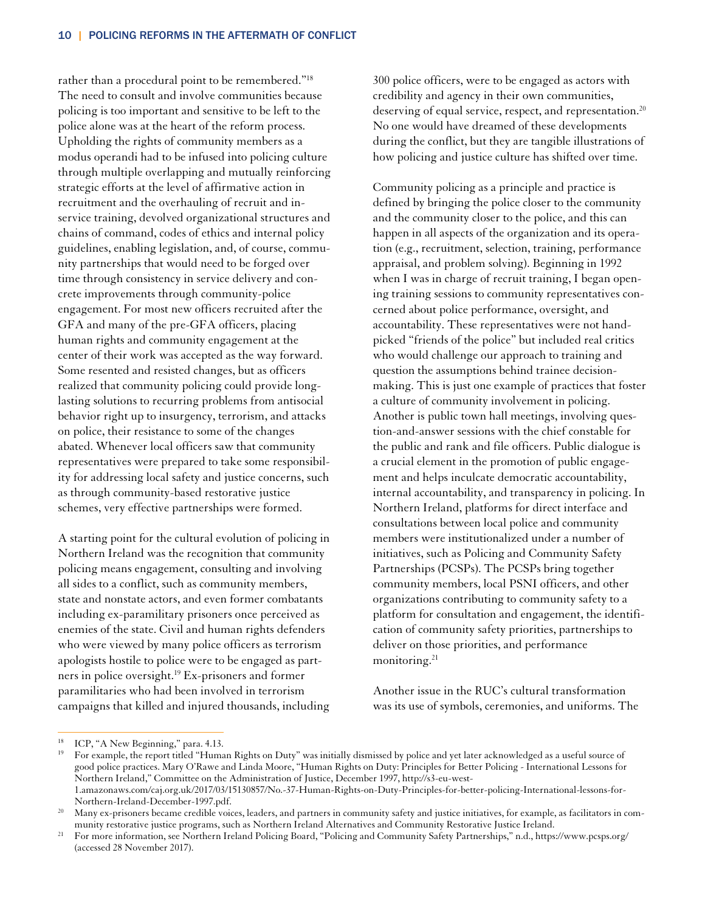rather than a procedural point to be remembered."[18] The need to consult and involve communities because policing is too important and sensitive to be left to the police alone was at the heart of the reform process. Upholding the rights of community members as a modus operandi had to be infused into policing culture through multiple overlapping and mutually reinforcing strategic efforts at the level of affirmative action in recruitment and the overhauling of recruit and in-service training, devolved organizational structures and chains of command, codes of ethics and internal policy guidelines, enabling legislation, and, of course, community partnerships that would need to be forged over time through consistency in service delivery and concrete improvements through community-police engagement. For most new officers recruited after the GFA and many of the pre-GFA officers, placing human rights and community engagement at the center of their work was accepted as the way forward. Some resented and resisted changes, but as officers realized that community policing could provide long-lasting solutions to recurring problems from antisocial behavior right up to insurgency, terrorism, and attacks on police, their resistance to some of the changes abated. Whenever local officers saw that community representatives were prepared to take some responsibility for addressing local safety and justice concerns, such as through community-based restorative justice schemes, very effective partnerships were formed.

A starting point for the cultural evolution of policing in Northern Ireland was the recognition that community policing means engagement, consulting and involving all sides to a conflict, such as community members, state and nonstate actors, and even former combatants including ex-paramilitary prisoners once perceived as enemies of the state. Civil and human rights defenders who were viewed by many police officers as terrorism apologists hostile to police were to be engaged as partners in police oversight.[19] Ex-prisoners and former paramilitaries who had been involved in terrorism campaigns that killed and injured thousands, including 300 police officers, were to be engaged as actors with credibility and agency in their own communities, deserving of equal service, respect, and representation.[20] No one would have dreamed of these developments during the conflict, but they are tangible illustrations of how policing and justice culture has shifted over time.

Community policing as a principle and practice is defined by bringing the police closer to the community and the community closer to the police, and this can happen in all aspects of the organization and its operation (e.g., recruitment, selection, training, performance appraisal, and problem solving). Beginning in 1992 when I was in charge of recruit training, I began opening training sessions to community representatives concerned about police performance, oversight, and accountability. These representatives were not handpicked "friends of the police" but included real critics who would challenge our approach to training and question the assumptions behind trainee decision-making. This is just one example of practices that foster a culture of community involvement in policing. Another is public town hall meetings, involving question-and-answer sessions with the chief constable for the public and rank and file officers. Public dialogue is a crucial element in the promotion of public engagement and helps inculcate democratic accountability, internal accountability, and transparency in policing. In Northern Ireland, platforms for direct interface and consultations between local police and community members were institutionalized under a number of initiatives, such as Policing and Community Safety Partnerships (PCSPs). The PCSPs bring together community members, local PSNI officers, and other organizations contributing to community safety to a platform for consultation and engagement, the identification of community safety priorities, partnerships to deliver on those priorities, and performance monitoring.[21]

Another issue in the RUC's cultural transformation was its use of symbols, ceremonies, and uniforms. The

---

[18] ICP, "A New Beginning," para. 4.13.

[19] For example, the report titled "Human Rights on Duty" was initially dismissed by police and yet later acknowledged as a useful source of good police practices. Mary O'Rawe and Linda Moore, "Human Rights on Duty: Principles for Better Policing - International Lessons for Northern Ireland," Committee on the Administration of Justice, December 1997, http://s3-eu-west-1.amazonaws.com/caj.org.uk/2017/03/15130857/No.-37-Human-Rights-on-Duty-Principles-for-better-policing-International-lessons-for-Northern-Ireland-December-1997.pdf.

[20] Many ex-prisoners became credible voices, leaders, and partners in community safety and justice initiatives, for example, as facilitators in community restorative justice programs, such as Northern Ireland Alternatives and Community Restorative Justice Ireland.

[21] For more information, see Northern Ireland Policing Board, "Policing and Community Safety Partnerships," n.d., https://www.pcsps.org/ (accessed 28 November 2017).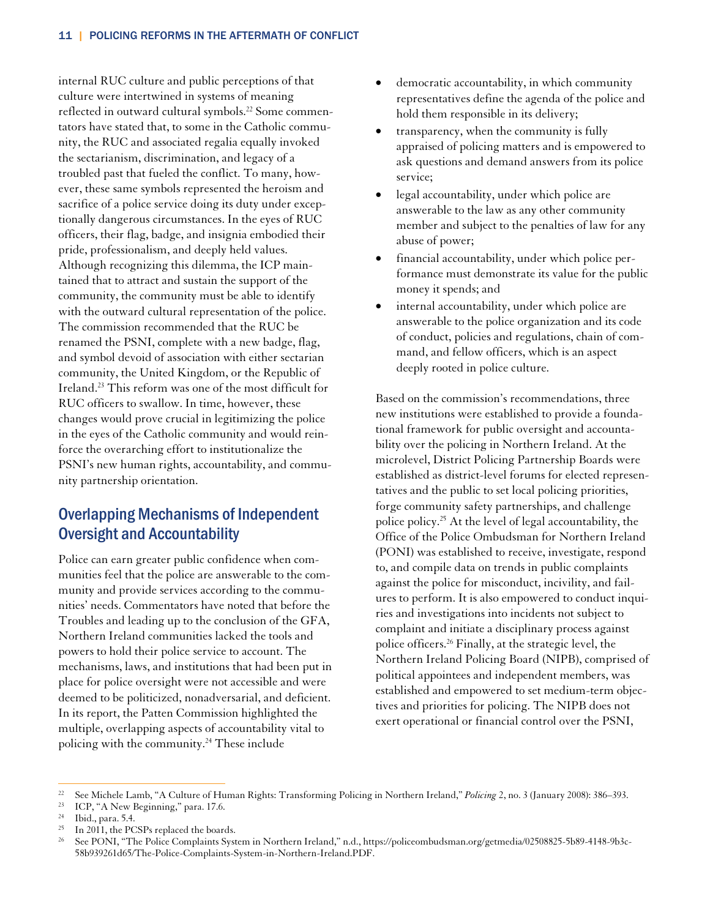internal RUC culture and public perceptions of that culture were intertwined in systems of meaning reflected in outward cultural symbols.[22] Some commentators have stated that, to some in the Catholic community, the RUC and associated regalia equally invoked the sectarianism, discrimination, and legacy of a troubled past that fueled the conflict. To many, however, these same symbols represented the heroism and sacrifice of a police service doing its duty under exceptionally dangerous circumstances. In the eyes of RUC officers, their flag, badge, and insignia embodied their pride, professionalism, and deeply held values. Although recognizing this dilemma, the ICP maintained that to attract and sustain the support of the community, the community must be able to identify with the outward cultural representation of the police. The commission recommended that the RUC be renamed the PSNI, complete with a new badge, flag, and symbol devoid of association with either sectarian community, the United Kingdom, or the Republic of Ireland.[23] This reform was one of the most difficult for RUC officers to swallow. In time, however, these changes would prove crucial in legitimizing the police in the eyes of the Catholic community and would reinforce the overarching effort to institutionalize the PSNI's new human rights, accountability, and community partnership orientation.

## Overlapping Mechanisms of Independent Oversight and Accountability

Police can earn greater public confidence when communities feel that the police are answerable to the community and provide services according to the communities' needs. Commentators have noted that before the Troubles and leading up to the conclusion of the GFA, Northern Ireland communities lacked the tools and powers to hold their police service to account. The mechanisms, laws, and institutions that had been put in place for police oversight were not accessible and were deemed to be politicized, nonadversarial, and deficient. In its report, the Patten Commission highlighted the multiple, overlapping aspects of accountability vital to policing with the community.[24] These include

- democratic accountability, in which community representatives define the agenda of the police and hold them responsible in its delivery;
- transparency, when the community is fully appraised of policing matters and is empowered to ask questions and demand answers from its police service;
- legal accountability, under which police are answerable to the law as any other community member and subject to the penalties of law for any abuse of power;
- financial accountability, under which police performance must demonstrate its value for the public money it spends; and
- internal accountability, under which police are answerable to the police organization and its code of conduct, policies and regulations, chain of command, and fellow officers, which is an aspect deeply rooted in police culture.

Based on the commission's recommendations, three new institutions were established to provide a foundational framework for public oversight and accountability over the policing in Northern Ireland. At the microlevel, District Policing Partnership Boards were established as district-level forums for elected representatives and the public to set local policing priorities, forge community safety partnerships, and challenge police policy.[25] At the level of legal accountability, the Office of the Police Ombudsman for Northern Ireland (PONI) was established to receive, investigate, respond to, and compile data on trends in public complaints against the police for misconduct, incivility, and failures to perform. It is also empowered to conduct inquiries and investigations into incidents not subject to complaint and initiate a disciplinary process against police officers.[26] Finally, at the strategic level, the Northern Ireland Policing Board (NIPB), comprised of political appointees and independent members, was established and empowered to set medium-term objectives and priorities for policing. The NIPB does not exert operational or financial control over the PSNI,

---

22 See Michele Lamb, "A Culture of Human Rights: Transforming Policing in Northern Ireland," *Policing* 2, no. 3 (January 2008): 386–393.

23 ICP, "A New Beginning," para. 17.6.

24 Ibid., para. 5.4.

25 In 2011, the PCSPs replaced the boards.

26 See PONI, "The Police Complaints System in Northern Ireland," n.d., https://policeombudsman.org/getmedia/02508825-5b89-4148-9b3c-58b939261d65/The-Police-Complaints-System-in-Northern-Ireland.PDF.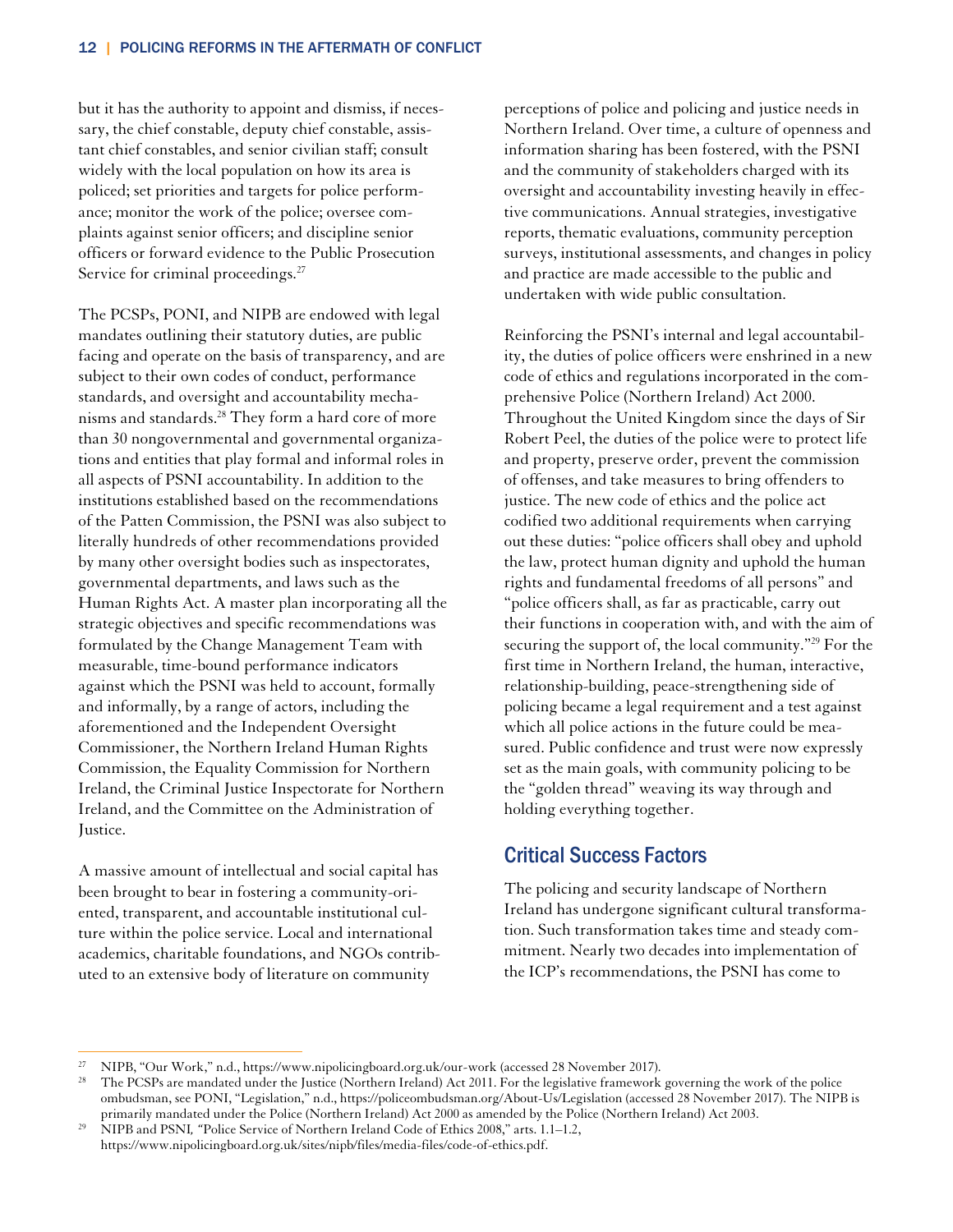but it has the authority to appoint and dismiss, if necessary, the chief constable, deputy chief constable, assistant chief constables, and senior civilian staff; consult widely with the local population on how its area is policed; set priorities and targets for police performance; monitor the work of the police; oversee complaints against senior officers; and discipline senior officers or forward evidence to the Public Prosecution Service for criminal proceedings.[27]

The PCSPs, PONI, and NIPB are endowed with legal mandates outlining their statutory duties, are public facing and operate on the basis of transparency, and are subject to their own codes of conduct, performance standards, and oversight and accountability mechanisms and standards.[28] They form a hard core of more than 30 nongovernmental and governmental organizations and entities that play formal and informal roles in all aspects of PSNI accountability. In addition to the institutions established based on the recommendations of the Patten Commission, the PSNI was also subject to literally hundreds of other recommendations provided by many other oversight bodies such as inspectorates, governmental departments, and laws such as the Human Rights Act. A master plan incorporating all the strategic objectives and specific recommendations was formulated by the Change Management Team with measurable, time-bound performance indicators against which the PSNI was held to account, formally and informally, by a range of actors, including the aforementioned and the Independent Oversight Commissioner, the Northern Ireland Human Rights Commission, the Equality Commission for Northern Ireland, the Criminal Justice Inspectorate for Northern Ireland, and the Committee on the Administration of Justice.

A massive amount of intellectual and social capital has been brought to bear in fostering a community-oriented, transparent, and accountable institutional culture within the police service. Local and international academics, charitable foundations, and NGOs contributed to an extensive body of literature on community perceptions of police and policing and justice needs in Northern Ireland. Over time, a culture of openness and information sharing has been fostered, with the PSNI and the community of stakeholders charged with its oversight and accountability investing heavily in effective communications. Annual strategies, investigative reports, thematic evaluations, community perception surveys, institutional assessments, and changes in policy and practice are made accessible to the public and undertaken with wide public consultation.

Reinforcing the PSNI's internal and legal accountability, the duties of police officers were enshrined in a new code of ethics and regulations incorporated in the comprehensive Police (Northern Ireland) Act 2000. Throughout the United Kingdom since the days of Sir Robert Peel, the duties of the police were to protect life and property, preserve order, prevent the commission of offenses, and take measures to bring offenders to justice. The new code of ethics and the police act codified two additional requirements when carrying out these duties: "police officers shall obey and uphold the law, protect human dignity and uphold the human rights and fundamental freedoms of all persons" and "police officers shall, as far as practicable, carry out their functions in cooperation with, and with the aim of securing the support of, the local community."[29] For the first time in Northern Ireland, the human, interactive, relationship-building, peace-strengthening side of policing became a legal requirement and a test against which all police actions in the future could be measured. Public confidence and trust were now expressly set as the main goals, with community policing to be the "golden thread" weaving its way through and holding everything together.

## Critical Success Factors

The policing and security landscape of Northern Ireland has undergone significant cultural transformation. Such transformation takes time and steady commitment. Nearly two decades into implementation of the ICP's recommendations, the PSNI has come to

---

27. NIPB, "Our Work," n.d., https://www.nipolicingboard.org.uk/our-work (accessed 28 November 2017).
28. The PCSPs are mandated under the Justice (Northern Ireland) Act 2011. For the legislative framework governing the work of the police ombudsman, see PONI, "Legislation," n.d., https://policeombudsman.org/About-Us/Legislation (accessed 28 November 2017). The NIPB is primarily mandated under the Police (Northern Ireland) Act 2000 as amended by the Police (Northern Ireland) Act 2003.
29. NIPB and PSNI, "Police Service of Northern Ireland Code of Ethics 2008," arts. 1.1–1.2, https://www.nipolicingboard.org.uk/sites/nipb/files/media-files/code-of-ethics.pdf.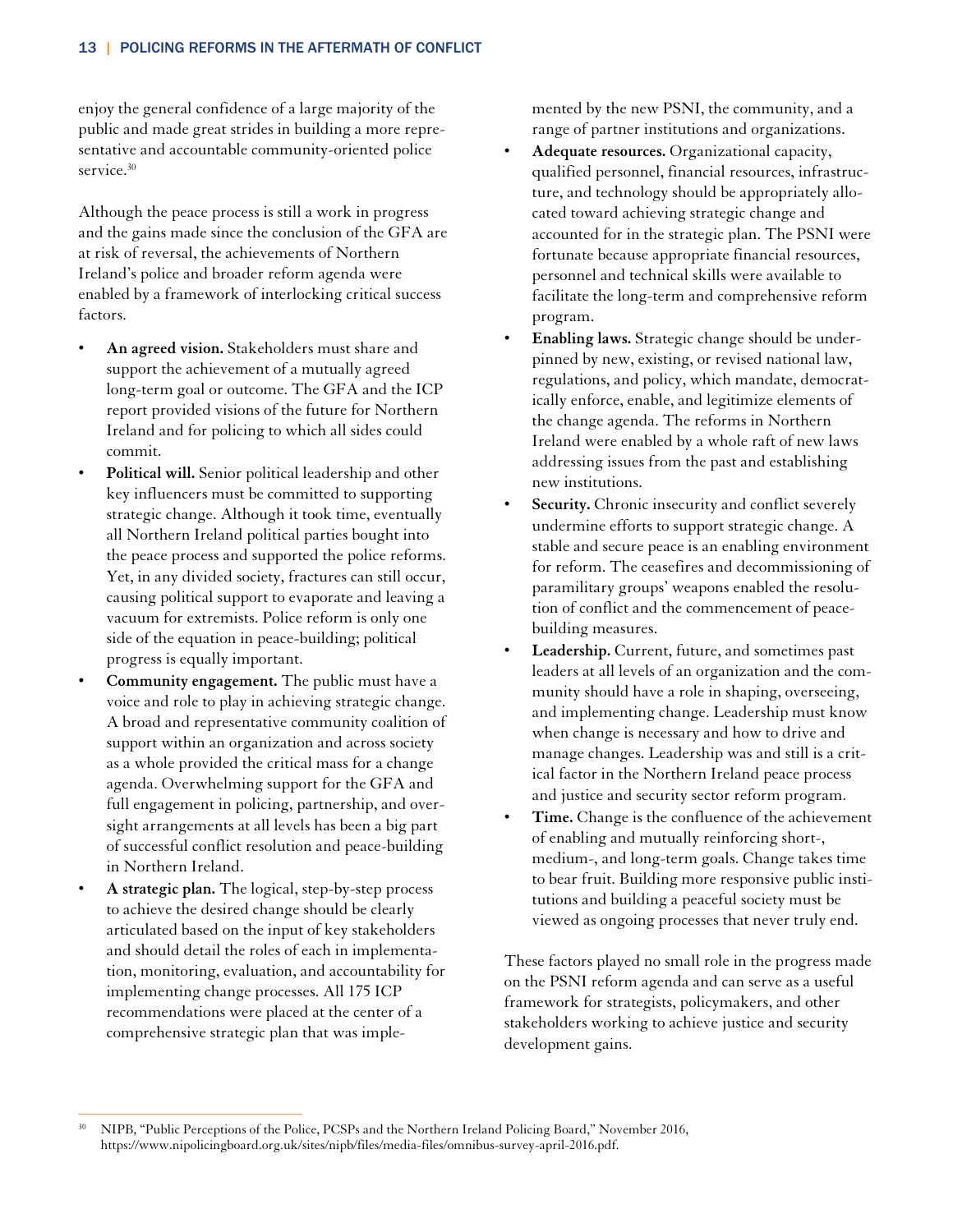enjoy the general confidence of a large majority of the public and made great strides in building a more representative and accountable community-oriented police service.[30]

Although the peace process is still a work in progress and the gains made since the conclusion of the GFA are at risk of reversal, the achievements of Northern Ireland's police and broader reform agenda were enabled by a framework of interlocking critical success factors.

- **An agreed vision.** Stakeholders must share and support the achievement of a mutually agreed long-term goal or outcome. The GFA and the ICP report provided visions of the future for Northern Ireland and for policing to which all sides could commit.
- **Political will.** Senior political leadership and other key influencers must be committed to supporting strategic change. Although it took time, eventually all Northern Ireland political parties bought into the peace process and supported the police reforms. Yet, in any divided society, fractures can still occur, causing political support to evaporate and leaving a vacuum for extremists. Police reform is only one side of the equation in peace-building; political progress is equally important.
- **Community engagement.** The public must have a voice and role to play in achieving strategic change. A broad and representative community coalition of support within an organization and across society as a whole provided the critical mass for a change agenda. Overwhelming support for the GFA and full engagement in policing, partnership, and oversight arrangements at all levels has been a big part of successful conflict resolution and peace-building in Northern Ireland.
- **A strategic plan.** The logical, step-by-step process to achieve the desired change should be clearly articulated based on the input of key stakeholders and should detail the roles of each in implementation, monitoring, evaluation, and accountability for implementing change processes. All 175 ICP recommendations were placed at the center of a comprehensive strategic plan that was implemented by the new PSNI, the community, and a range of partner institutions and organizations.
- **Adequate resources.** Organizational capacity, qualified personnel, financial resources, infrastructure, and technology should be appropriately allocated toward achieving strategic change and accounted for in the strategic plan. The PSNI were fortunate because appropriate financial resources, personnel and technical skills were available to facilitate the long-term and comprehensive reform program.
- **Enabling laws.** Strategic change should be underpinned by new, existing, or revised national law, regulations, and policy, which mandate, democratically enforce, enable, and legitimize elements of the change agenda. The reforms in Northern Ireland were enabled by a whole raft of new laws addressing issues from the past and establishing new institutions.
- **Security.** Chronic insecurity and conflict severely undermine efforts to support strategic change. A stable and secure peace is an enabling environment for reform. The ceasefires and decommissioning of paramilitary groups' weapons enabled the resolution of conflict and the commencement of peace-building measures.
- **Leadership.** Current, future, and sometimes past leaders at all levels of an organization and the community should have a role in shaping, overseeing, and implementing change. Leadership must know when change is necessary and how to drive and manage changes. Leadership was and still is a critical factor in the Northern Ireland peace process and justice and security sector reform program.
- **Time.** Change is the confluence of the achievement of enabling and mutually reinforcing short-, medium-, and long-term goals. Change takes time to bear fruit. Building more responsive public institutions and building a peaceful society must be viewed as ongoing processes that never truly end.

These factors played no small role in the progress made on the PSNI reform agenda and can serve as a useful framework for strategists, policymakers, and other stakeholders working to achieve justice and security development gains.

[30] NIPB, "Public Perceptions of the Police, PCSPs and the Northern Ireland Policing Board," November 2016, https://www.nipolicingboard.org.uk/sites/nipb/files/media-files/omnibus-survey-april-2016.pdf.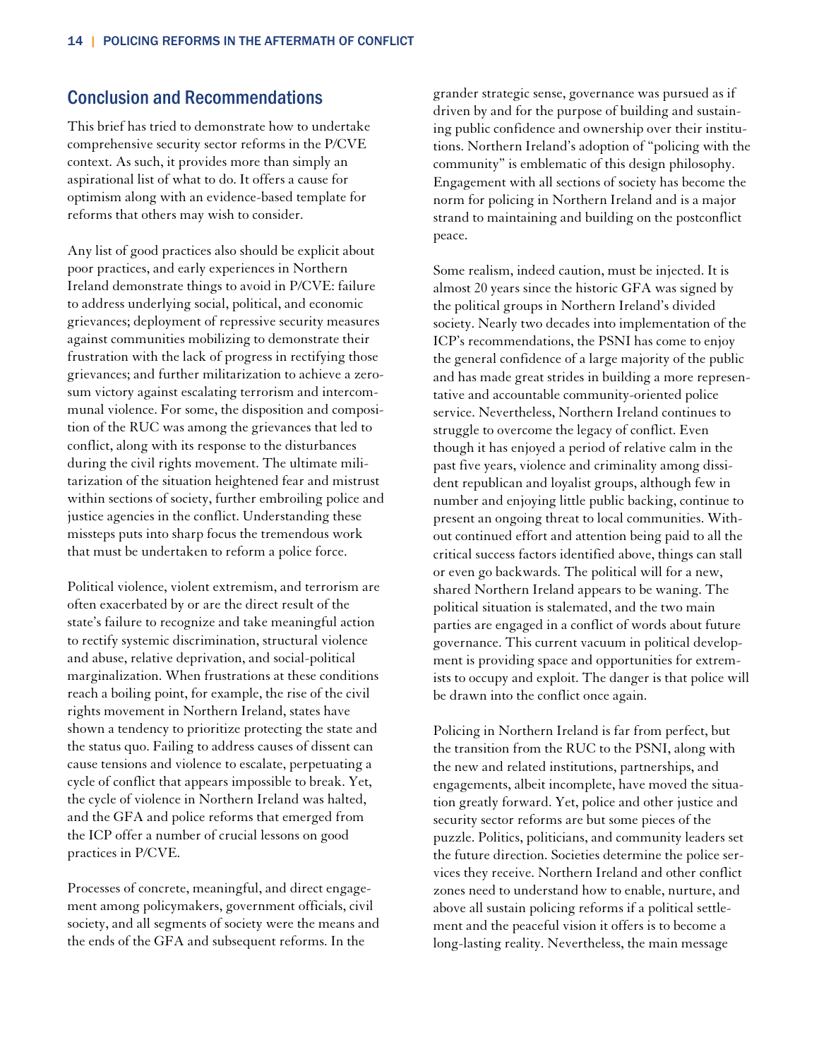## Conclusion and Recommendations

This brief has tried to demonstrate how to undertake comprehensive security sector reforms in the P/CVE context. As such, it provides more than simply an aspirational list of what to do. It offers a cause for optimism along with an evidence-based template for reforms that others may wish to consider.

Any list of good practices also should be explicit about poor practices, and early experiences in Northern Ireland demonstrate things to avoid in P/CVE: failure to address underlying social, political, and economic grievances; deployment of repressive security measures against communities mobilizing to demonstrate their frustration with the lack of progress in rectifying those grievances; and further militarization to achieve a zero-sum victory against escalating terrorism and intercommunal violence. For some, the disposition and composition of the RUC was among the grievances that led to conflict, along with its response to the disturbances during the civil rights movement. The ultimate militarization of the situation heightened fear and mistrust within sections of society, further embroiling police and justice agencies in the conflict. Understanding these missteps puts into sharp focus the tremendous work that must be undertaken to reform a police force.

Political violence, violent extremism, and terrorism are often exacerbated by or are the direct result of the state's failure to recognize and take meaningful action to rectify systemic discrimination, structural violence and abuse, relative deprivation, and social-political marginalization. When frustrations at these conditions reach a boiling point, for example, the rise of the civil rights movement in Northern Ireland, states have shown a tendency to prioritize protecting the state and the status quo. Failing to address causes of dissent can cause tensions and violence to escalate, perpetuating a cycle of conflict that appears impossible to break. Yet, the cycle of violence in Northern Ireland was halted, and the GFA and police reforms that emerged from the ICP offer a number of crucial lessons on good practices in P/CVE.

Processes of concrete, meaningful, and direct engagement among policymakers, government officials, civil society, and all segments of society were the means and the ends of the GFA and subsequent reforms. In the grander strategic sense, governance was pursued as if driven by and for the purpose of building and sustaining public confidence and ownership over their institutions. Northern Ireland's adoption of "policing with the community" is emblematic of this design philosophy. Engagement with all sections of society has become the norm for policing in Northern Ireland and is a major strand to maintaining and building on the postconflict peace.

Some realism, indeed caution, must be injected. It is almost 20 years since the historic GFA was signed by the political groups in Northern Ireland's divided society. Nearly two decades into implementation of the ICP's recommendations, the PSNI has come to enjoy the general confidence of a large majority of the public and has made great strides in building a more representative and accountable community-oriented police service. Nevertheless, Northern Ireland continues to struggle to overcome the legacy of conflict. Even though it has enjoyed a period of relative calm in the past five years, violence and criminality among dissident republican and loyalist groups, although few in number and enjoying little public backing, continue to present an ongoing threat to local communities. Without continued effort and attention being paid to all the critical success factors identified above, things can stall or even go backwards. The political will for a new, shared Northern Ireland appears to be waning. The political situation is stalemated, and the two main parties are engaged in a conflict of words about future governance. This current vacuum in political development is providing space and opportunities for extremists to occupy and exploit. The danger is that police will be drawn into the conflict once again.

Policing in Northern Ireland is far from perfect, but the transition from the RUC to the PSNI, along with the new and related institutions, partnerships, and engagements, albeit incomplete, have moved the situation greatly forward. Yet, police and other justice and security sector reforms are but some pieces of the puzzle. Politics, politicians, and community leaders set the future direction. Societies determine the police services they receive. Northern Ireland and other conflict zones need to understand how to enable, nurture, and above all sustain policing reforms if a political settlement and the peaceful vision it offers is to become a long-lasting reality. Nevertheless, the main message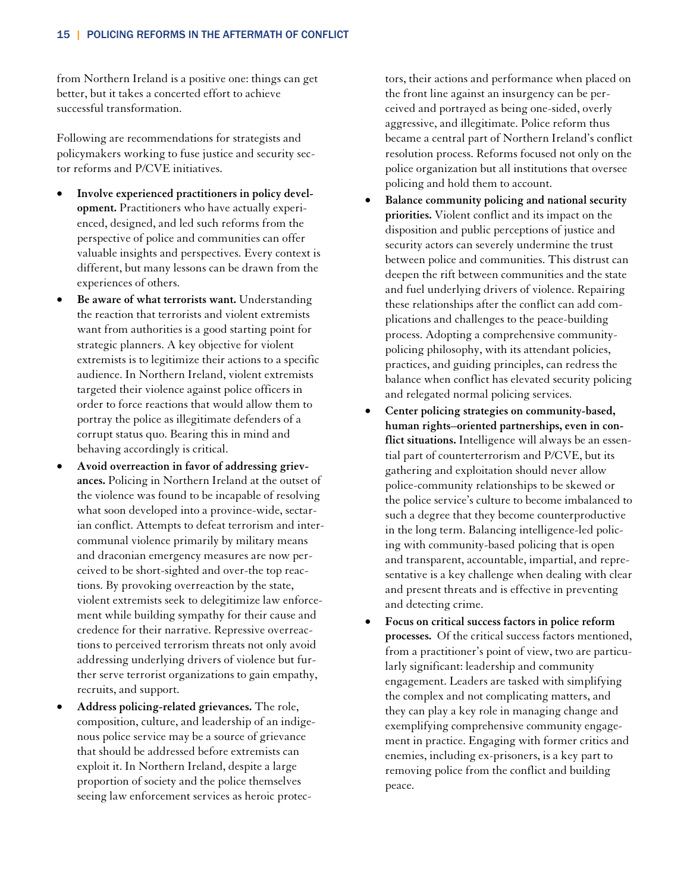from Northern Ireland is a positive one: things can get better, but it takes a concerted effort to achieve successful transformation.

Following are recommendations for strategists and policymakers working to fuse justice and security sector reforms and P/CVE initiatives.

- **Involve experienced practitioners in policy development.** Practitioners who have actually experienced, designed, and led such reforms from the perspective of police and communities can offer valuable insights and perspectives. Every context is different, but many lessons can be drawn from the experiences of others.
- **Be aware of what terrorists want.** Understanding the reaction that terrorists and violent extremists want from authorities is a good starting point for strategic planners. A key objective for violent extremists is to legitimize their actions to a specific audience. In Northern Ireland, violent extremists targeted their violence against police officers in order to force reactions that would allow them to portray the police as illegitimate defenders of a corrupt status quo. Bearing this in mind and behaving accordingly is critical.
- **Avoid overreaction in favor of addressing grievances.** Policing in Northern Ireland at the outset of the violence was found to be incapable of resolving what soon developed into a province-wide, sectarian conflict. Attempts to defeat terrorism and intercommunal violence primarily by military means and draconian emergency measures are now perceived to be short-sighted and over-the top reactions. By provoking overreaction by the state, violent extremists seek to delegitimize law enforcement while building sympathy for their cause and credence for their narrative. Repressive overreactions to perceived terrorism threats not only avoid addressing underlying drivers of violence but further serve terrorist organizations to gain empathy, recruits, and support.
- **Address policing-related grievances.** The role, composition, culture, and leadership of an indigenous police service may be a source of grievance that should be addressed before extremists can exploit it. In Northern Ireland, despite a large proportion of society and the police themselves seeing law enforcement services as heroic protectors, their actions and performance when placed on the front line against an insurgency can be perceived and portrayed as being one-sided, overly aggressive, and illegitimate. Police reform thus became a central part of Northern Ireland's conflict resolution process. Reforms focused not only on the police organization but all institutions that oversee policing and hold them to account.
- **Balance community policing and national security priorities.** Violent conflict and its impact on the disposition and public perceptions of justice and security actors can severely undermine the trust between police and communities. This distrust can deepen the rift between communities and the state and fuel underlying drivers of violence. Repairing these relationships after the conflict can add complications and challenges to the peace-building process. Adopting a comprehensive community-policing philosophy, with its attendant policies, practices, and guiding principles, can redress the balance when conflict has elevated security policing and relegated normal policing services.
- **Center policing strategies on community-based, human rights–oriented partnerships, even in conflict situations.** Intelligence will always be an essential part of counterterrorism and P/CVE, but its gathering and exploitation should never allow police-community relationships to be skewed or the police service's culture to become imbalanced to such a degree that they become counterproductive in the long term. Balancing intelligence-led policing with community-based policing that is open and transparent, accountable, impartial, and representative is a key challenge when dealing with clear and present threats and is effective in preventing and detecting crime.
- **Focus on critical success factors in police reform processes.** Of the critical success factors mentioned, from a practitioner's point of view, two are particularly significant: leadership and community engagement. Leaders are tasked with simplifying the complex and not complicating matters, and they can play a key role in managing change and exemplifying comprehensive community engagement in practice. Engaging with former critics and enemies, including ex-prisoners, is a key part to removing police from the conflict and building peace.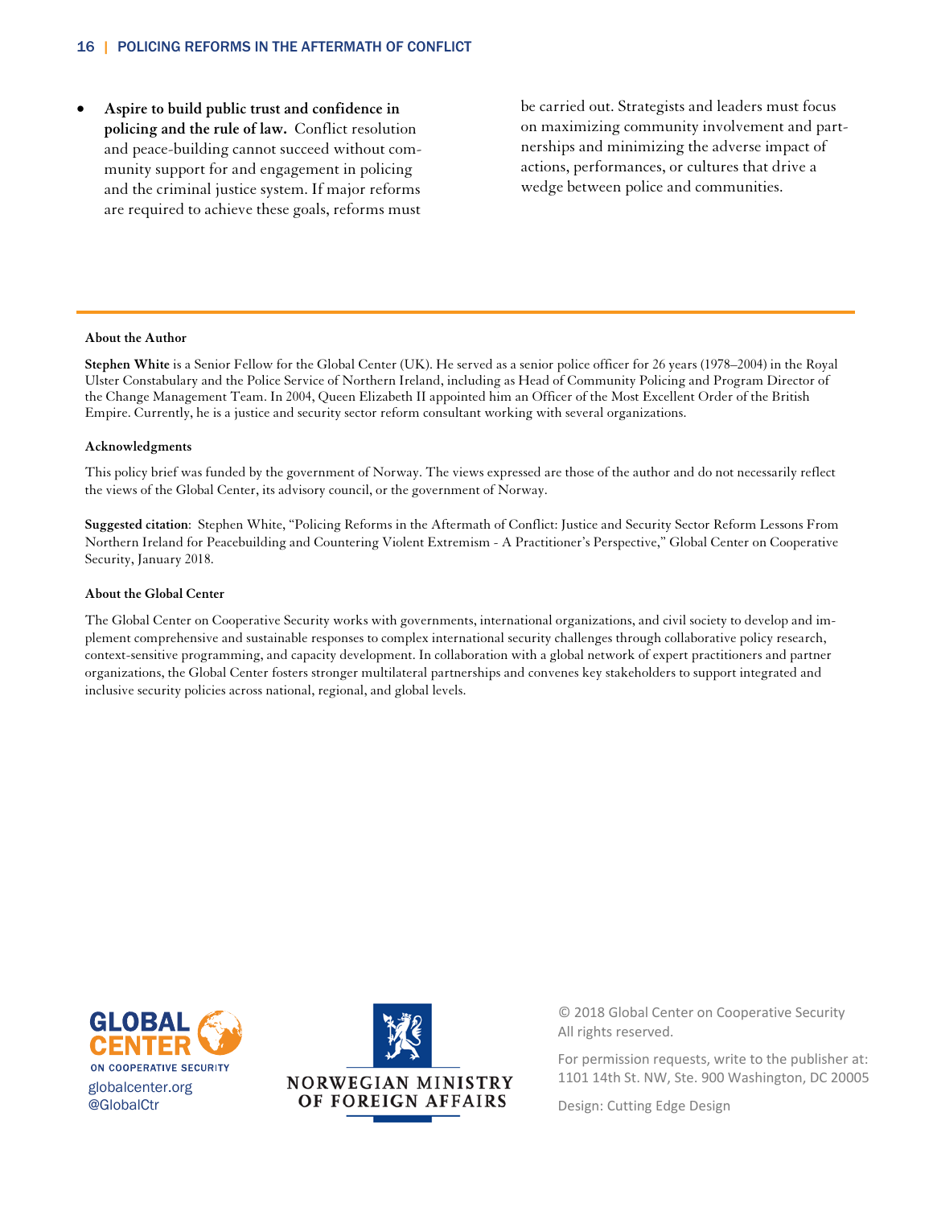- **Aspire to build public trust and confidence in policing and the rule of law.** Conflict resolution and peace-building cannot succeed without community support for and engagement in policing and the criminal justice system. If major reforms are required to achieve these goals, reforms must be carried out. Strategists and leaders must focus on maximizing community involvement and partnerships and minimizing the adverse impact of actions, performances, or cultures that drive a wedge between police and communities.

---

**About the Author**

**Stephen White** is a Senior Fellow for the Global Center (UK). He served as a senior police officer for 26 years (1978–2004) in the Royal Ulster Constabulary and the Police Service of Northern Ireland, including as Head of Community Policing and Program Director of the Change Management Team. In 2004, Queen Elizabeth II appointed him an Officer of the Most Excellent Order of the British Empire. Currently, he is a justice and security sector reform consultant working with several organizations.

**Acknowledgments**

This policy brief was funded by the government of Norway. The views expressed are those of the author and do not necessarily reflect the views of the Global Center, its advisory council, or the government of Norway.

**Suggested citation**: Stephen White, "Policing Reforms in the Aftermath of Conflict: Justice and Security Sector Reform Lessons From Northern Ireland for Peacebuilding and Countering Violent Extremism - A Practitioner's Perspective," Global Center on Cooperative Security, January 2018.

**About the Global Center**

The Global Center on Cooperative Security works with governments, international organizations, and civil society to develop and implement comprehensive and sustainable responses to complex international security challenges through collaborative policy research, context-sensitive programming, and capacity development. In collaboration with a global network of expert practitioners and partner organizations, the Global Center fosters stronger multilateral partnerships and convenes key stakeholders to support integrated and inclusive security policies across national, regional, and global levels.

GLOBAL CENTER ON COOPERATIVE SECURITY

globalcenter.org
@GlobalCtr

NORWEGIAN MINISTRY OF FOREIGN AFFAIRS

© 2018 Global Center on Cooperative Security
All rights reserved.

For permission requests, write to the publisher at:
1101 14th St. NW, Ste. 900 Washington, DC 20005

Design: Cutting Edge Design